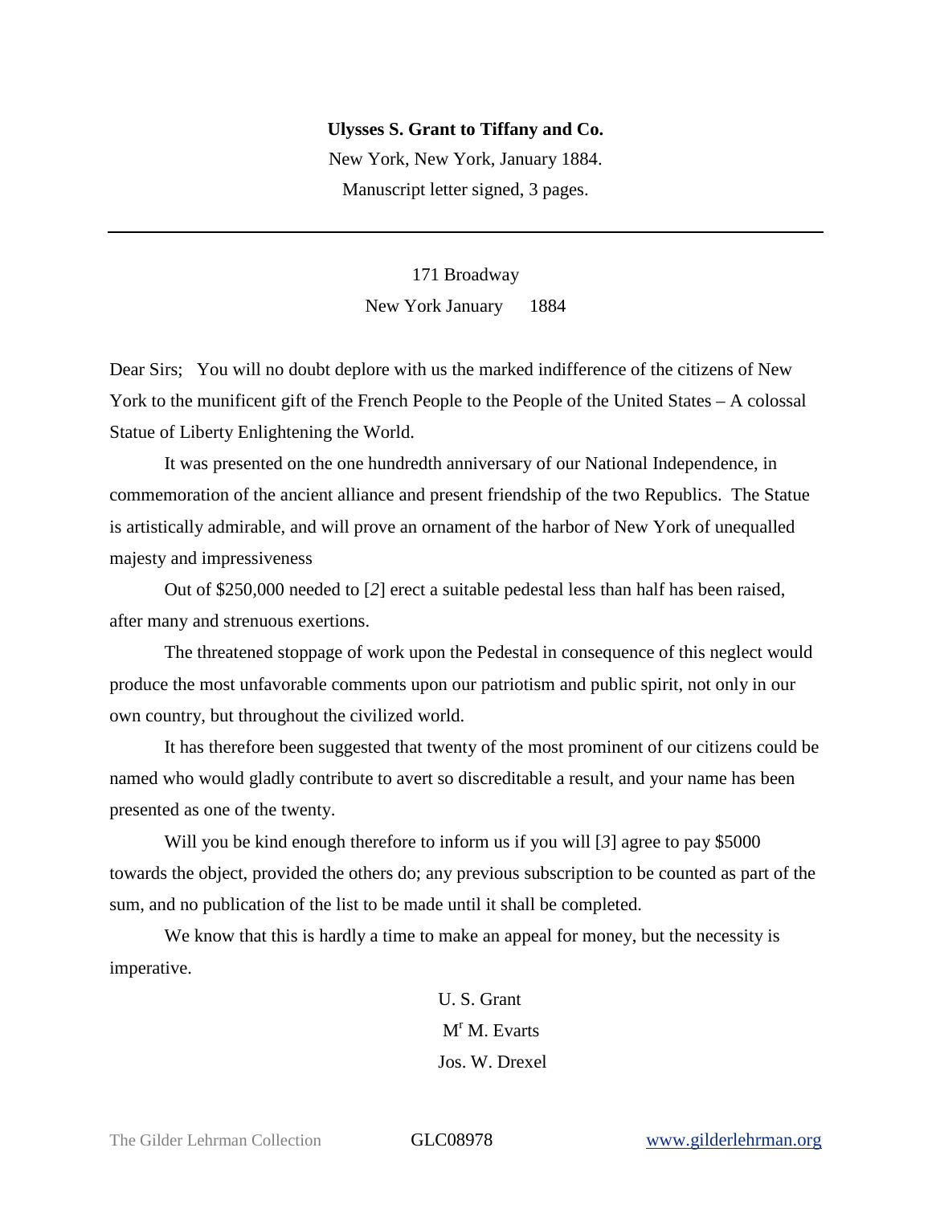**Ulysses S. Grant to Tiffany and Co.**

New York, New York, January 1884.

Manuscript letter signed, 3 pages.

---

171 Broadway

New York January 1884

Dear Sirs; You will no doubt deplore with us the marked indifference of the citizens of New York to the munificent gift of the French People to the People of the United States – A colossal Statue of Liberty Enlightening the World.

It was presented on the one hundredth anniversary of our National Independence, in commemoration of the ancient alliance and present friendship of the two Republics. The Statue is artistically admirable, and will prove an ornament of the harbor of New York of unequalled majesty and impressiveness

Out of $250,000 needed to [*2*] erect a suitable pedestal less than half has been raised, after many and strenuous exertions.

The threatened stoppage of work upon the Pedestal in consequence of this neglect would produce the most unfavorable comments upon our patriotism and public spirit, not only in our own country, but throughout the civilized world.

It has therefore been suggested that twenty of the most prominent of our citizens could be named who would gladly contribute to avert so discreditable a result, and your name has been presented as one of the twenty.

Will you be kind enough therefore to inform us if you will [*3*] agree to pay $5000 towards the object, provided the others do; any previous subscription to be counted as part of the sum, and no publication of the list to be made until it shall be completed.

We know that this is hardly a time to make an appeal for money, but the necessity is imperative.

U. S. Grant

M[r] M. Evarts

Jos. W. Drexel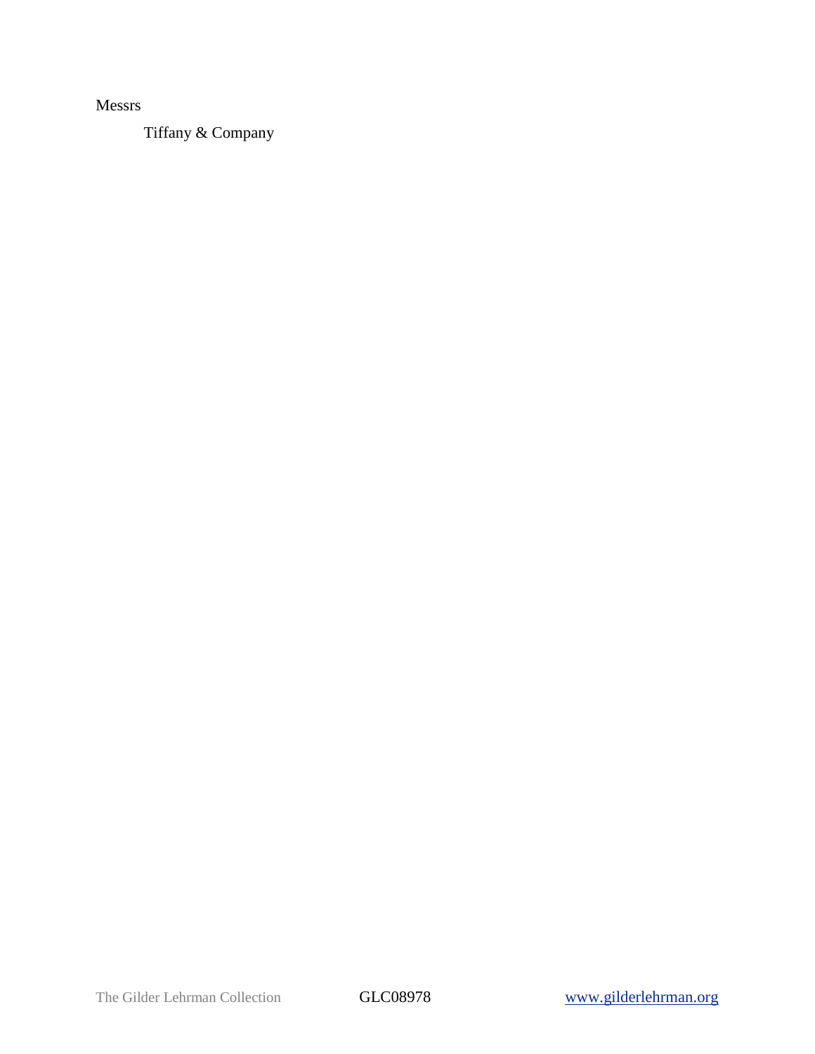Messrs

Tiffany & Company